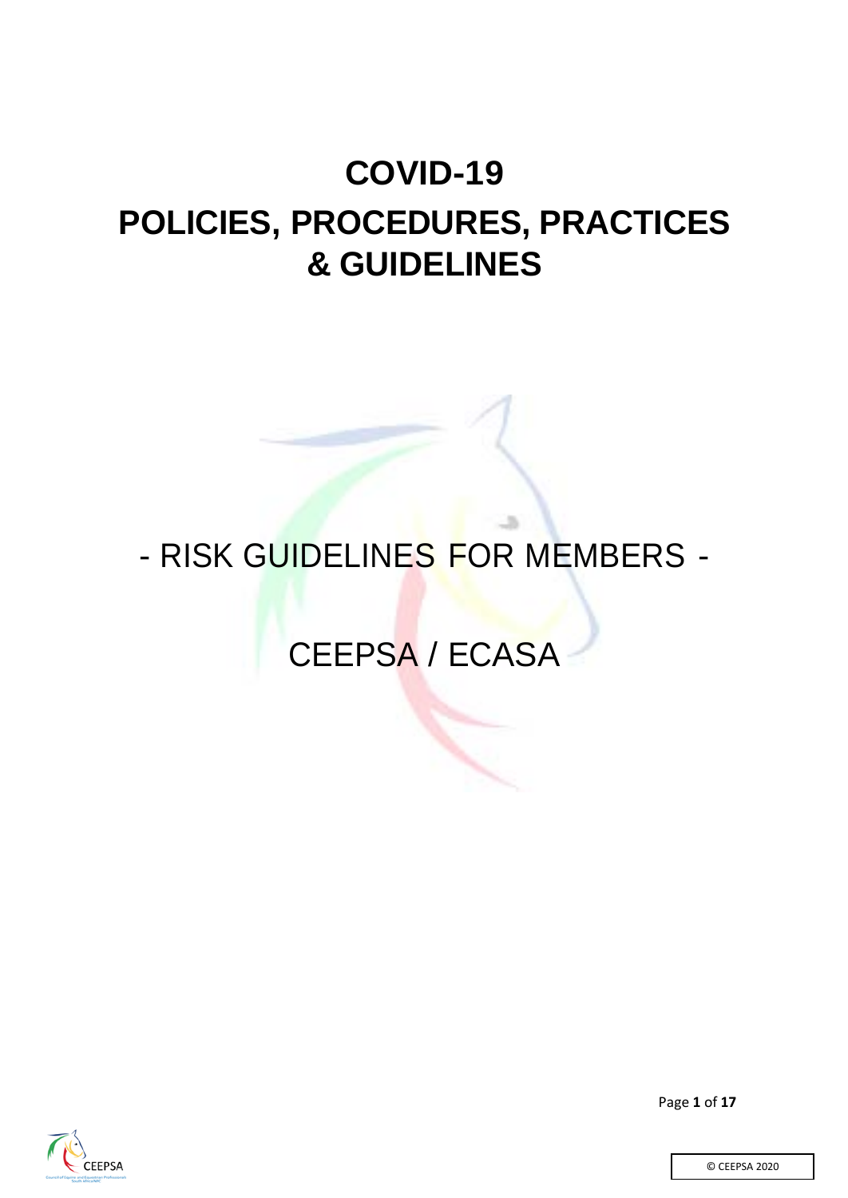# COVID-19
# POLICIES, PROCEDURES, PRACTICES & GUIDELINES

## - RISK GUIDELINES FOR MEMBERS -

## CEEPSA / ECASA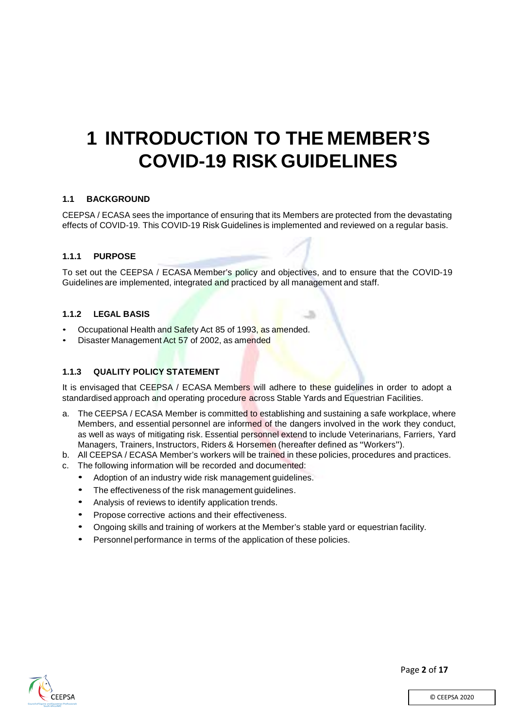# 1 INTRODUCTION TO THE MEMBER'S COVID-19 RISK GUIDELINES

### 1.1 BACKGROUND

CEEPSA / ECASA sees the importance of ensuring that its Members are protected from the devastating effects of COVID-19. This COVID-19 Risk Guidelines is implemented and reviewed on a regular basis.

#### 1.1.1 PURPOSE

To set out the CEEPSA / ECASA Member's policy and objectives, and to ensure that the COVID-19 Guidelines are implemented, integrated and practiced by all management and staff.

#### 1.1.2 LEGAL BASIS

- Occupational Health and Safety Act 85 of 1993, as amended.
- Disaster Management Act 57 of 2002, as amended

#### 1.1.3 QUALITY POLICY STATEMENT

It is envisaged that CEEPSA / ECASA Members will adhere to these guidelines in order to adopt a standardised approach and operating procedure across Stable Yards and Equestrian Facilities.

a. The CEEPSA / ECASA Member is committed to establishing and sustaining a safe workplace, where Members, and essential personnel are informed of the dangers involved in the work they conduct, as well as ways of mitigating risk. Essential personnel extend to include Veterinarians, Farriers, Yard Managers, Trainers, Instructors, Riders & Horsemen (hereafter defined as "Workers").
b. All CEEPSA / ECASA Member's workers will be trained in these policies, procedures and practices.
c. The following information will be recorded and documented:
    - Adoption of an industry wide risk management guidelines.
    - The effectiveness of the risk management guidelines.
    - Analysis of reviews to identify application trends.
    - Propose corrective actions and their effectiveness.
    - Ongoing skills and training of workers at the Member's stable yard or equestrian facility.
    - Personnel performance in terms of the application of these policies.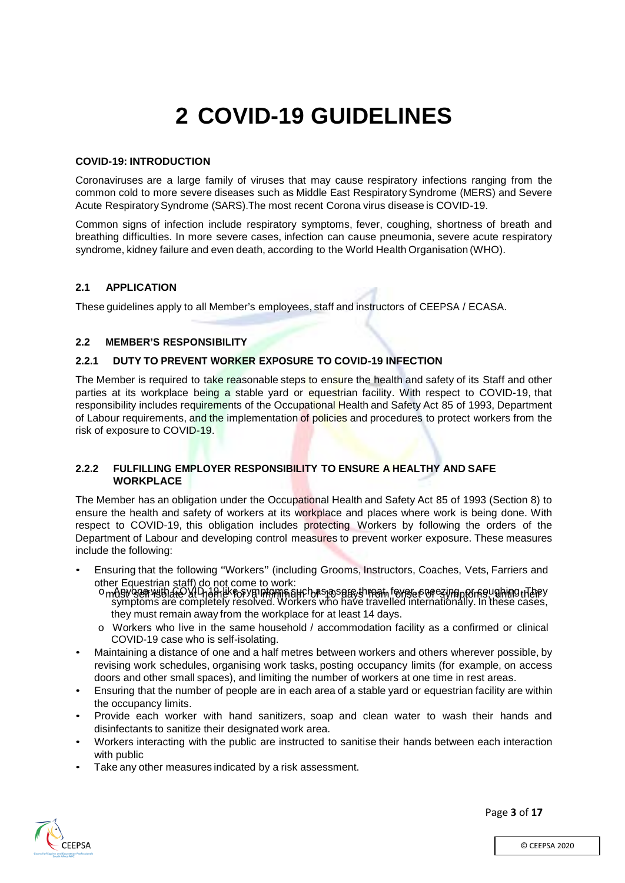# 2 COVID-19 GUIDELINES

**COVID-19: INTRODUCTION**

Coronaviruses are a large family of viruses that may cause respiratory infections ranging from the common cold to more severe diseases such as Middle East Respiratory Syndrome (MERS) and Severe Acute Respiratory Syndrome (SARS).The most recent Corona virus disease is COVID-19.

Common signs of infection include respiratory symptoms, fever, coughing, shortness of breath and breathing difficulties. In more severe cases, infection can cause pneumonia, severe acute respiratory syndrome, kidney failure and even death, according to the World Health Organisation (WHO).

## 2.1 APPLICATION

These guidelines apply to all Member's employees, staff and instructors of CEEPSA / ECASA.

## 2.2 MEMBER'S RESPONSIBILITY

### 2.2.1 DUTY TO PREVENT WORKER EXPOSURE TO COVID-19 INFECTION

The Member is required to take reasonable steps to ensure the health and safety of its Staff and other parties at its workplace being a stable yard or equestrian facility. With respect to COVID-19, that responsibility includes requirements of the Occupational Health and Safety Act 85 of 1993, Department of Labour requirements, and the implementation of policies and procedures to protect workers from the risk of exposure to COVID-19.

### 2.2.2 FULFILLING EMPLOYER RESPONSIBILITY TO ENSURE A HEALTHY AND SAFE WORKPLACE

The Member has an obligation under the Occupational Health and Safety Act 85 of 1993 (Section 8) to ensure the health and safety of workers at its workplace and places where work is being done. With respect to COVID-19, this obligation includes protecting Workers by following the orders of the Department of Labour and developing control measures to prevent worker exposure. These measures include the following:

- Ensuring that the following "Workers" (including Grooms, Instructors, Coaches, Vets, Farriers and other Equestrian staff) do not come to work:
  - Anyone with COVID-19-like symptoms such as a sore throat, fever, sneezing, or coughing. They must self-isolate at home for a minimum of 10 days from onset of symptoms, until their symptoms are completely resolved. Workers who have travelled internationally. In these cases, they must remain away from the workplace for at least 14 days.
  - Workers who live in the same household / accommodation facility as a confirmed or clinical COVID-19 case who is self-isolating.
- Maintaining a distance of one and a half metres between workers and others wherever possible, by revising work schedules, organising work tasks, posting occupancy limits (for example, on access doors and other small spaces), and limiting the number of workers at one time in rest areas.
- Ensuring that the number of people are in each area of a stable yard or equestrian facility are within the occupancy limits.
- Provide each worker with hand sanitizers, soap and clean water to wash their hands and disinfectants to sanitize their designated work area.
- Workers interacting with the public are instructed to sanitise their hands between each interaction with public
- Take any other measures indicated by a risk assessment.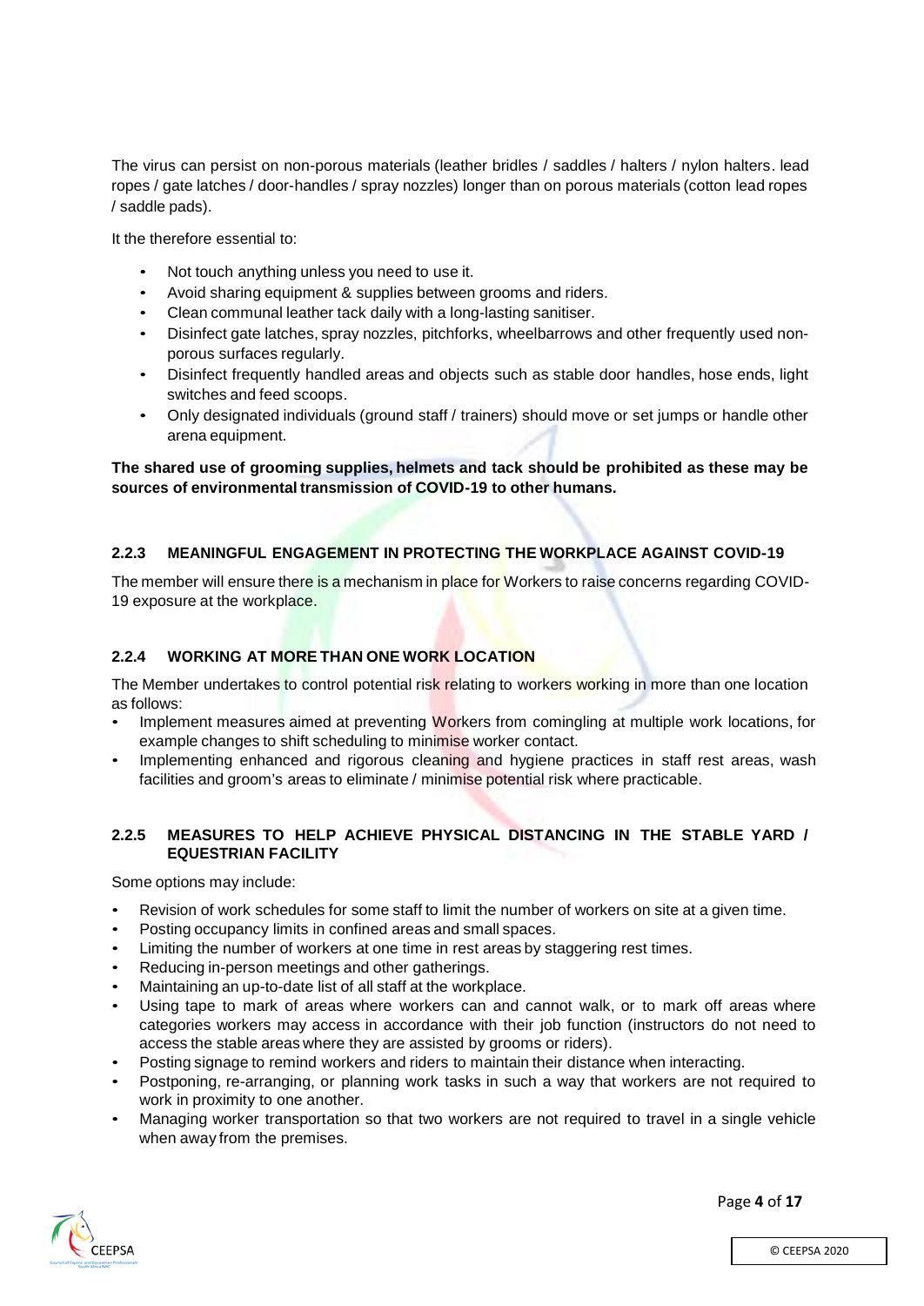The virus can persist on non-porous materials (leather bridles / saddles / halters / nylon halters. lead ropes / gate latches / door-handles / spray nozzles) longer than on porous materials (cotton lead ropes / saddle pads).

It the therefore essential to:

- Not touch anything unless you need to use it.
- Avoid sharing equipment & supplies between grooms and riders.
- Clean communal leather tack daily with a long-lasting sanitiser.
- Disinfect gate latches, spray nozzles, pitchforks, wheelbarrows and other frequently used non-porous surfaces regularly.
- Disinfect frequently handled areas and objects such as stable door handles, hose ends, light switches and feed scoops.
- Only designated individuals (ground staff / trainers) should move or set jumps or handle other arena equipment.

**The shared use of grooming supplies, helmets and tack should be prohibited as these may be sources of environmental transmission of COVID-19 to other humans.**

### 2.2.3 MEANINGFUL ENGAGEMENT IN PROTECTING THE WORKPLACE AGAINST COVID-19

The member will ensure there is a mechanism in place for Workers to raise concerns regarding COVID-19 exposure at the workplace.

### 2.2.4 WORKING AT MORE THAN ONE WORK LOCATION

The Member undertakes to control potential risk relating to workers working in more than one location as follows:

- Implement measures aimed at preventing Workers from comingling at multiple work locations, for example changes to shift scheduling to minimise worker contact.
- Implementing enhanced and rigorous cleaning and hygiene practices in staff rest areas, wash facilities and groom's areas to eliminate / minimise potential risk where practicable.

### 2.2.5 MEASURES TO HELP ACHIEVE PHYSICAL DISTANCING IN THE STABLE YARD / EQUESTRIAN FACILITY

Some options may include:

- Revision of work schedules for some staff to limit the number of workers on site at a given time.
- Posting occupancy limits in confined areas and small spaces.
- Limiting the number of workers at one time in rest areas by staggering rest times.
- Reducing in-person meetings and other gatherings.
- Maintaining an up-to-date list of all staff at the workplace.
- Using tape to mark of areas where workers can and cannot walk, or to mark off areas where categories workers may access in accordance with their job function (instructors do not need to access the stable areas where they are assisted by grooms or riders).
- Posting signage to remind workers and riders to maintain their distance when interacting.
- Postponing, re-arranging, or planning work tasks in such a way that workers are not required to work in proximity to one another.
- Managing worker transportation so that two workers are not required to travel in a single vehicle when away from the premises.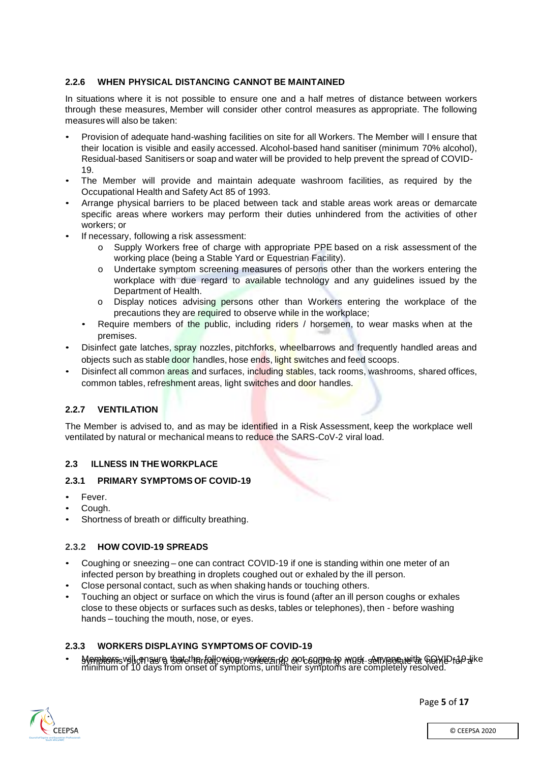#### 2.2.6 WHEN PHYSICAL DISTANCING CANNOT BE MAINTAINED

In situations where it is not possible to ensure one and a half metres of distance between workers through these measures, Member will consider other control measures as appropriate. The following measures will also be taken:

- Provision of adequate hand-washing facilities on site for all Workers. The Member will l ensure that their location is visible and easily accessed. Alcohol-based hand sanitiser (minimum 70% alcohol), Residual-based Sanitisers or soap and water will be provided to help prevent the spread of COVID-19.
- The Member will provide and maintain adequate washroom facilities, as required by the Occupational Health and Safety Act 85 of 1993.
- Arrange physical barriers to be placed between tack and stable areas work areas or demarcate specific areas where workers may perform their duties unhindered from the activities of other workers; or
- If necessary, following a risk assessment:
    - Supply Workers free of charge with appropriate PPE based on a risk assessment of the working place (being a Stable Yard or Equestrian Facility).
    - Undertake symptom screening measures of persons other than the workers entering the workplace with due regard to available technology and any guidelines issued by the Department of Health.
    - Display notices advising persons other than Workers entering the workplace of the precautions they are required to observe while in the workplace;
  - Require members of the public, including riders / horsemen, to wear masks when at the premises.
- Disinfect gate latches, spray nozzles, pitchforks, wheelbarrows and frequently handled areas and objects such as stable door handles, hose ends, light switches and feed scoops.
- Disinfect all common areas and surfaces, including stables, tack rooms, washrooms, shared offices, common tables, refreshment areas, light switches and door handles.

#### 2.2.7 VENTILATION

The Member is advised to, and as may be identified in a Risk Assessment, keep the workplace well ventilated by natural or mechanical means to reduce the SARS-CoV-2 viral load.

### 2.3 ILLNESS IN THE WORKPLACE

#### 2.3.1 PRIMARY SYMPTOMS OF COVID-19

- Fever.
- Cough.
- Shortness of breath or difficulty breathing.

#### 2.3.2 HOW COVID-19 SPREADS

- Coughing or sneezing – one can contract COVID-19 if one is standing within one meter of an infected person by breathing in droplets coughed out or exhaled by the ill person.
- Close personal contact, such as when shaking hands or touching others.
- Touching an object or surface on which the virus is found (after an ill person coughs or exhales close to these objects or surfaces such as desks, tables or telephones), then - before washing hands – touching the mouth, nose, or eyes.

#### 2.3.3 WORKERS DISPLAYING SYMPTOMS OF COVID-19

- Members will ensure that the following workers do not come to work. Anyone with COVID-19 like symptoms such as a sore throat, fever, sneezing, or coughing must self-isolate at home for a minimum of 10 days from onset of symptoms, until their symptoms are completely resolved.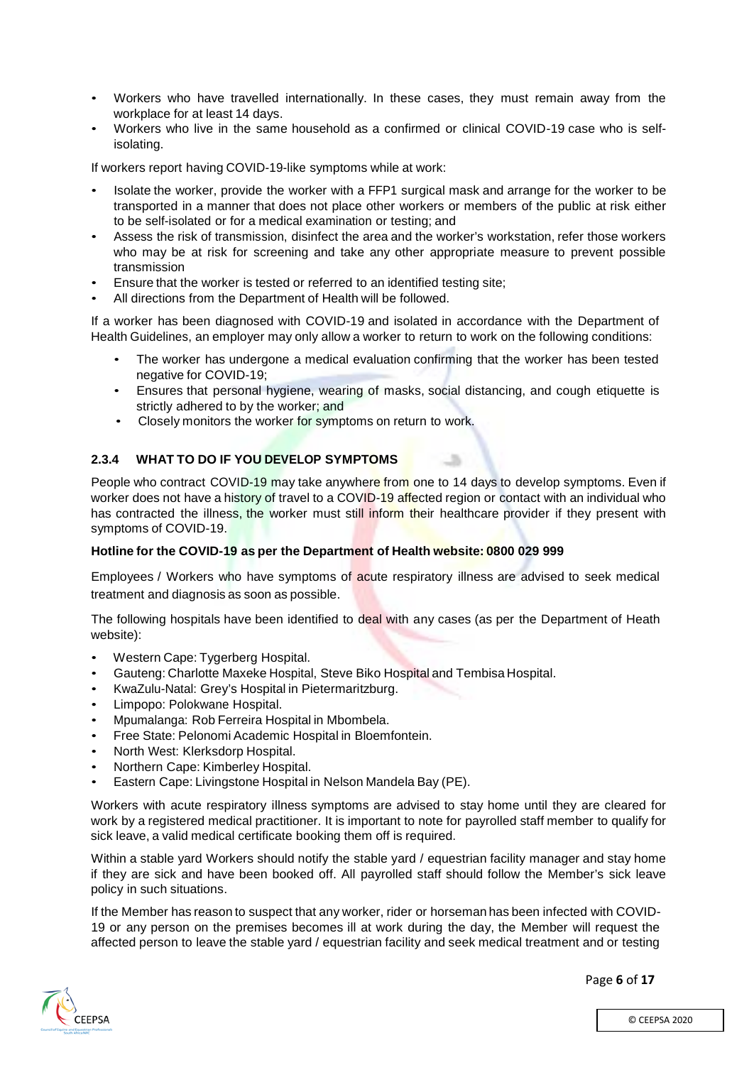- Workers who have travelled internationally. In these cases, they must remain away from the workplace for at least 14 days.
- Workers who live in the same household as a confirmed or clinical COVID-19 case who is self-isolating.

If workers report having COVID-19-like symptoms while at work:

- Isolate the worker, provide the worker with a FFP1 surgical mask and arrange for the worker to be transported in a manner that does not place other workers or members of the public at risk either to be self-isolated or for a medical examination or testing; and
- Assess the risk of transmission, disinfect the area and the worker's workstation, refer those workers who may be at risk for screening and take any other appropriate measure to prevent possible transmission
- Ensure that the worker is tested or referred to an identified testing site;
- All directions from the Department of Health will be followed.

If a worker has been diagnosed with COVID-19 and isolated in accordance with the Department of Health Guidelines, an employer may only allow a worker to return to work on the following conditions:

- The worker has undergone a medical evaluation confirming that the worker has been tested negative for COVID-19;
- Ensures that personal hygiene, wearing of masks, social distancing, and cough etiquette is strictly adhered to by the worker; and
- Closely monitors the worker for symptoms on return to work.

### 2.3.4 WHAT TO DO IF YOU DEVELOP SYMPTOMS

People who contract COVID-19 may take anywhere from one to 14 days to develop symptoms. Even if worker does not have a history of travel to a COVID-19 affected region or contact with an individual who has contracted the illness, the worker must still inform their healthcare provider if they present with symptoms of COVID-19.

**Hotline for the COVID-19 as per the Department of Health website: 0800 029 999**

Employees / Workers who have symptoms of acute respiratory illness are advised to seek medical treatment and diagnosis as soon as possible.

The following hospitals have been identified to deal with any cases (as per the Department of Heath website):

- Western Cape: Tygerberg Hospital.
- Gauteng: Charlotte Maxeke Hospital, Steve Biko Hospital and Tembisa Hospital.
- KwaZulu-Natal: Grey's Hospital in Pietermaritzburg.
- Limpopo: Polokwane Hospital.
- Mpumalanga: Rob Ferreira Hospital in Mbombela.
- Free State: Pelonomi Academic Hospital in Bloemfontein.
- North West: Klerksdorp Hospital.
- Northern Cape: Kimberley Hospital.
- Eastern Cape: Livingstone Hospital in Nelson Mandela Bay (PE).

Workers with acute respiratory illness symptoms are advised to stay home until they are cleared for work by a registered medical practitioner. It is important to note for payrolled staff member to qualify for sick leave, a valid medical certificate booking them off is required.

Within a stable yard Workers should notify the stable yard / equestrian facility manager and stay home if they are sick and have been booked off. All payrolled staff should follow the Member's sick leave policy in such situations.

If the Member has reason to suspect that any worker, rider or horseman has been infected with COVID-19 or any person on the premises becomes ill at work during the day, the Member will request the affected person to leave the stable yard / equestrian facility and seek medical treatment and or testing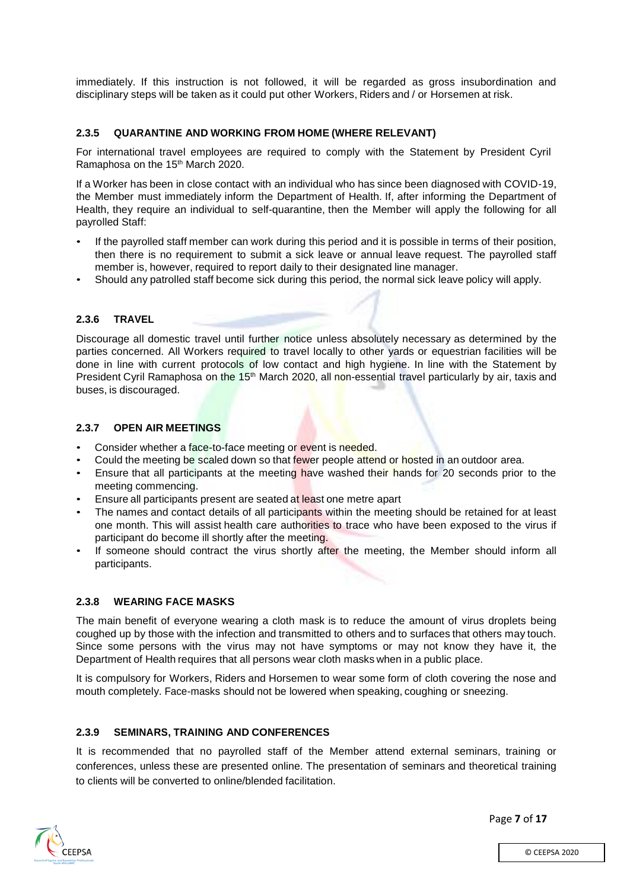immediately. If this instruction is not followed, it will be regarded as gross insubordination and disciplinary steps will be taken as it could put other Workers, Riders and / or Horsemen at risk.

### 2.3.5 QUARANTINE AND WORKING FROM HOME (WHERE RELEVANT)

For international travel employees are required to comply with the Statement by President Cyril Ramaphosa on the 15th March 2020.

If a Worker has been in close contact with an individual who has since been diagnosed with COVID-19, the Member must immediately inform the Department of Health. If, after informing the Department of Health, they require an individual to self-quarantine, then the Member will apply the following for all payrolled Staff:

- If the payrolled staff member can work during this period and it is possible in terms of their position, then there is no requirement to submit a sick leave or annual leave request. The payrolled staff member is, however, required to report daily to their designated line manager.
- Should any patrolled staff become sick during this period, the normal sick leave policy will apply.

### 2.3.6 TRAVEL

Discourage all domestic travel until further notice unless absolutely necessary as determined by the parties concerned. All Workers required to travel locally to other yards or equestrian facilities will be done in line with current protocols of low contact and high hygiene. In line with the Statement by President Cyril Ramaphosa on the 15th March 2020, all non-essential travel particularly by air, taxis and buses, is discouraged.

### 2.3.7 OPEN AIR MEETINGS

- Consider whether a face-to-face meeting or event is needed.
- Could the meeting be scaled down so that fewer people attend or hosted in an outdoor area.
- Ensure that all participants at the meeting have washed their hands for 20 seconds prior to the meeting commencing.
- Ensure all participants present are seated at least one metre apart
- The names and contact details of all participants within the meeting should be retained for at least one month. This will assist health care authorities to trace who have been exposed to the virus if participant do become ill shortly after the meeting.
- If someone should contract the virus shortly after the meeting, the Member should inform all participants.

### 2.3.8 WEARING FACE MASKS

The main benefit of everyone wearing a cloth mask is to reduce the amount of virus droplets being coughed up by those with the infection and transmitted to others and to surfaces that others may touch. Since some persons with the virus may not have symptoms or may not know they have it, the Department of Health requires that all persons wear cloth masks when in a public place.

It is compulsory for Workers, Riders and Horsemen to wear some form of cloth covering the nose and mouth completely. Face-masks should not be lowered when speaking, coughing or sneezing.

### 2.3.9 SEMINARS, TRAINING AND CONFERENCES

It is recommended that no payrolled staff of the Member attend external seminars, training or conferences, unless these are presented online. The presentation of seminars and theoretical training to clients will be converted to online/blended facilitation.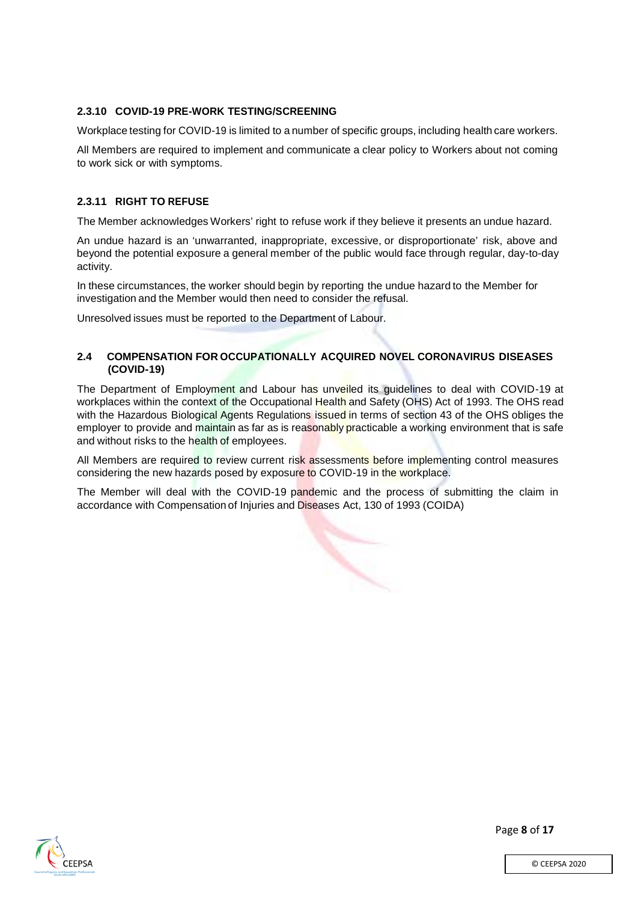### 2.3.10 COVID-19 PRE-WORK TESTING/SCREENING

Workplace testing for COVID-19 is limited to a number of specific groups, including health care workers.

All Members are required to implement and communicate a clear policy to Workers about not coming to work sick or with symptoms.

### 2.3.11 RIGHT TO REFUSE

The Member acknowledges Workers' right to refuse work if they believe it presents an undue hazard.

An undue hazard is an 'unwarranted, inappropriate, excessive, or disproportionate' risk, above and beyond the potential exposure a general member of the public would face through regular, day-to-day activity.

In these circumstances, the worker should begin by reporting the undue hazard to the Member for investigation and the Member would then need to consider the refusal.

Unresolved issues must be reported to the Department of Labour.

## 2.4 COMPENSATION FOR OCCUPATIONALLY ACQUIRED NOVEL CORONAVIRUS DISEASES (COVID-19)

The Department of Employment and Labour has unveiled its guidelines to deal with COVID-19 at workplaces within the context of the Occupational Health and Safety (OHS) Act of 1993. The OHS read with the Hazardous Biological Agents Regulations issued in terms of section 43 of the OHS obliges the employer to provide and maintain as far as is reasonably practicable a working environment that is safe and without risks to the health of employees.

All Members are required to review current risk assessments before implementing control measures considering the new hazards posed by exposure to COVID-19 in the workplace.

The Member will deal with the COVID-19 pandemic and the process of submitting the claim in accordance with Compensation of Injuries and Diseases Act, 130 of 1993 (COIDA)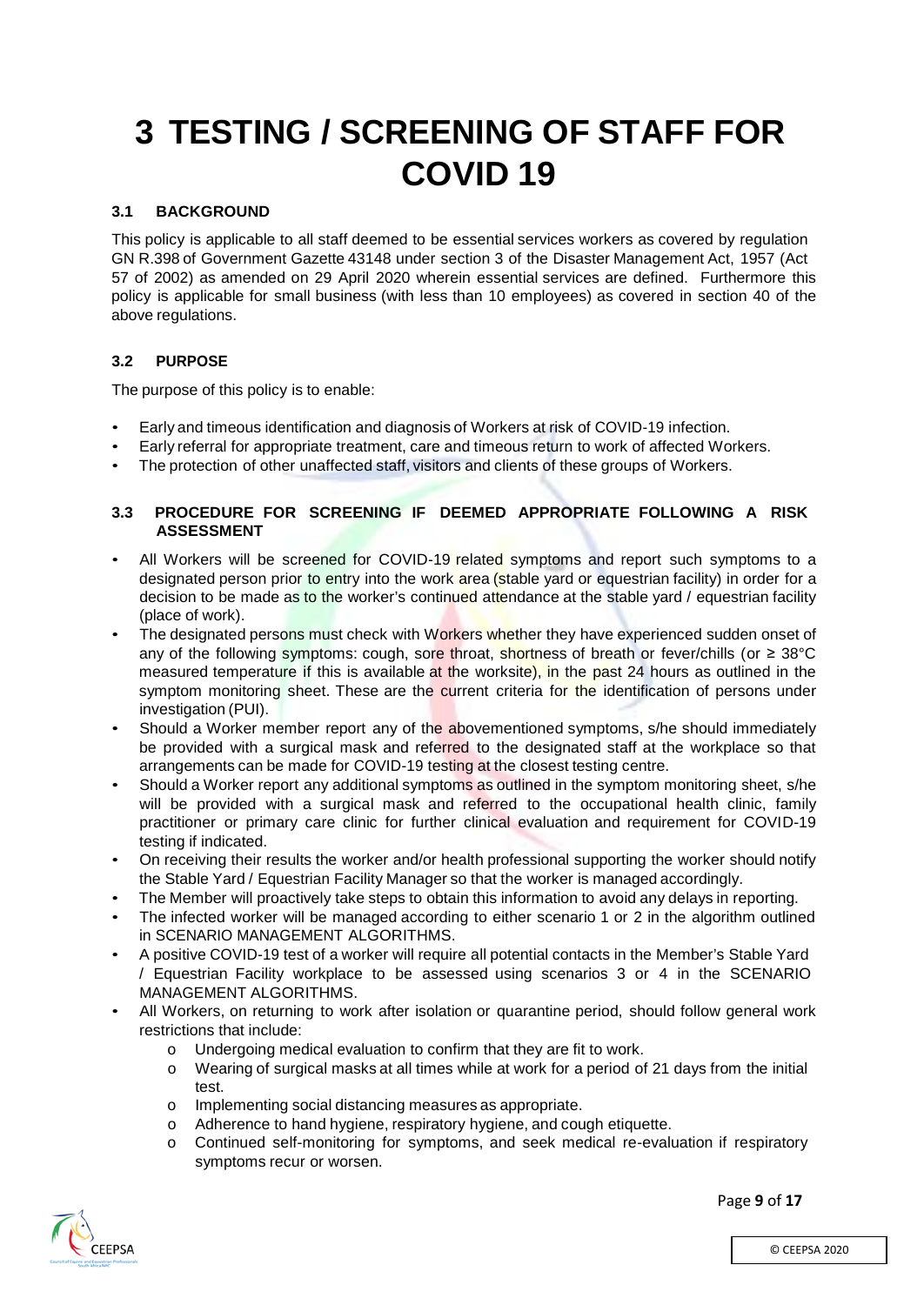# 3 TESTING / SCREENING OF STAFF FOR COVID 19

### 3.1 BACKGROUND

This policy is applicable to all staff deemed to be essential services workers as covered by regulation GN R.398 of Government Gazette 43148 under section 3 of the Disaster Management Act, 1957 (Act 57 of 2002) as amended on 29 April 2020 wherein essential services are defined. Furthermore this policy is applicable for small business (with less than 10 employees) as covered in section 40 of the above regulations.

### 3.2 PURPOSE

The purpose of this policy is to enable:

- Early and timeous identification and diagnosis of Workers at risk of COVID-19 infection.
- Early referral for appropriate treatment, care and timeous return to work of affected Workers.
- The protection of other unaffected staff, visitors and clients of these groups of Workers.

### 3.3 PROCEDURE FOR SCREENING IF DEEMED APPROPRIATE FOLLOWING A RISK ASSESSMENT

- All Workers will be screened for COVID-19 related symptoms and report such symptoms to a designated person prior to entry into the work area (stable yard or equestrian facility) in order for a decision to be made as to the worker's continued attendance at the stable yard / equestrian facility (place of work).
- The designated persons must check with Workers whether they have experienced sudden onset of any of the following symptoms: cough, sore throat, shortness of breath or fever/chills (or ≥ 38°C measured temperature if this is available at the worksite), in the past 24 hours as outlined in the symptom monitoring sheet. These are the current criteria for the identification of persons under investigation (PUI).
- Should a Worker member report any of the abovementioned symptoms, s/he should immediately be provided with a surgical mask and referred to the designated staff at the workplace so that arrangements can be made for COVID-19 testing at the closest testing centre.
- Should a Worker report any additional symptoms as outlined in the symptom monitoring sheet, s/he will be provided with a surgical mask and referred to the occupational health clinic, family practitioner or primary care clinic for further clinical evaluation and requirement for COVID-19 testing if indicated.
- On receiving their results the worker and/or health professional supporting the worker should notify the Stable Yard / Equestrian Facility Manager so that the worker is managed accordingly.
- The Member will proactively take steps to obtain this information to avoid any delays in reporting.
- The infected worker will be managed according to either scenario 1 or 2 in the algorithm outlined in SCENARIO MANAGEMENT ALGORITHMS.
- A positive COVID-19 test of a worker will require all potential contacts in the Member's Stable Yard / Equestrian Facility workplace to be assessed using scenarios 3 or 4 in the SCENARIO MANAGEMENT ALGORITHMS.
- All Workers, on returning to work after isolation or quarantine period, should follow general work restrictions that include:
  - Undergoing medical evaluation to confirm that they are fit to work.
  - Wearing of surgical masks at all times while at work for a period of 21 days from the initial test.
  - Implementing social distancing measures as appropriate.
  - Adherence to hand hygiene, respiratory hygiene, and cough etiquette.
  - Continued self-monitoring for symptoms, and seek medical re-evaluation if respiratory symptoms recur or worsen.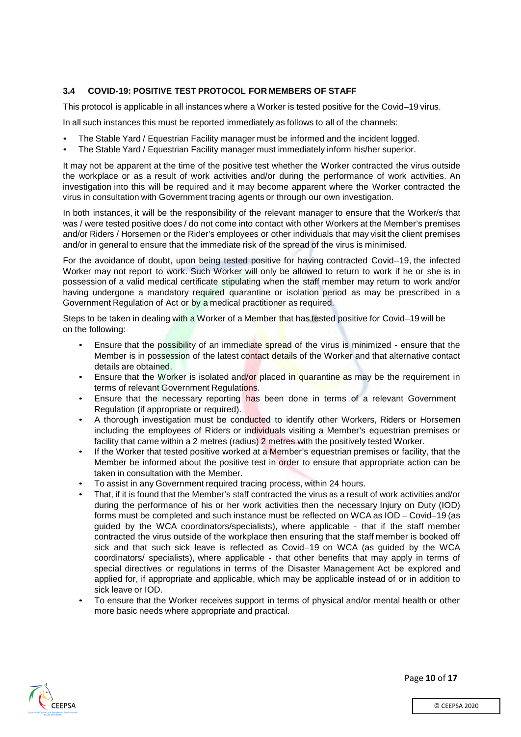### 3.4 COVID-19: POSITIVE TEST PROTOCOL FOR MEMBERS OF STAFF

This protocol is applicable in all instances where a Worker is tested positive for the Covid–19 virus.

In all such instances this must be reported immediately as follows to all of the channels:

- The Stable Yard / Equestrian Facility manager must be informed and the incident logged.
- The Stable Yard / Equestrian Facility manager must immediately inform his/her superior.

It may not be apparent at the time of the positive test whether the Worker contracted the virus outside the workplace or as a result of work activities and/or during the performance of work activities. An investigation into this will be required and it may become apparent where the Worker contracted the virus in consultation with Government tracing agents or through our own investigation.

In both instances, it will be the responsibility of the relevant manager to ensure that the Worker/s that was / were tested positive does / do not come into contact with other Workers at the Member's premises and/or Riders / Horsemen or the Rider's employees or other individuals that may visit the client premises and/or in general to ensure that the immediate risk of the spread of the virus is minimised.

For the avoidance of doubt, upon being tested positive for having contracted Covid–19, the infected Worker may not report to work. Such Worker will only be allowed to return to work if he or she is in possession of a valid medical certificate stipulating when the staff member may return to work and/or having undergone a mandatory required quarantine or isolation period as may be prescribed in a Government Regulation of Act or by a medical practitioner as required.

Steps to be taken in dealing with a Worker of a Member that has tested positive for Covid–19 will be on the following:

- Ensure that the possibility of an immediate spread of the virus is minimized - ensure that the Member is in possession of the latest contact details of the Worker and that alternative contact details are obtained.
- Ensure that the Worker is isolated and/or placed in quarantine as may be the requirement in terms of relevant Government Regulations.
- Ensure that the necessary reporting has been done in terms of a relevant Government Regulation (if appropriate or required).
- A thorough investigation must be conducted to identify other Workers, Riders or Horsemen including the employees of Riders or individuals visiting a Member's equestrian premises or facility that came within a 2 metres (radius) 2 metres with the positively tested Worker.
- If the Worker that tested positive worked at a Member's equestrian premises or facility, that the Member be informed about the positive test in order to ensure that appropriate action can be taken in consultation with the Member.
- To assist in any Government required tracing process, within 24 hours.
- That, if it is found that the Member's staff contracted the virus as a result of work activities and/or during the performance of his or her work activities then the necessary Injury on Duty (IOD) forms must be completed and such instance must be reflected on WCA as IOD – Covid–19 (as guided by the WCA coordinators/specialists), where applicable - that if the staff member contracted the virus outside of the workplace then ensuring that the staff member is booked off sick and that such sick leave is reflected as Covid–19 on WCA (as guided by the WCA coordinators/ specialists), where applicable - that other benefits that may apply in terms of special directives or regulations in terms of the Disaster Management Act be explored and applied for, if appropriate and applicable, which may be applicable instead of or in addition to sick leave or IOD.
- To ensure that the Worker receives support in terms of physical and/or mental health or other more basic needs where appropriate and practical.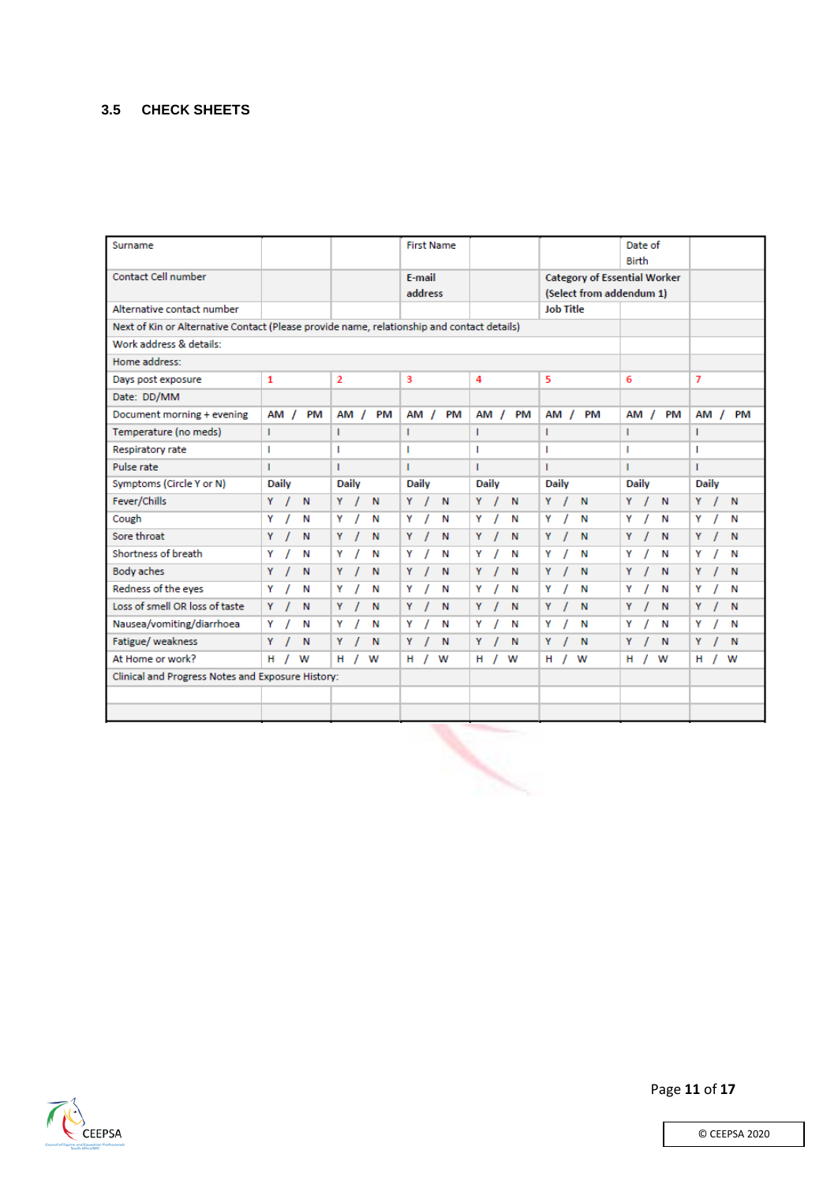### 3.5 CHECK SHEETS

| | | | | | | | |
|---|---|---|---|---|---|---|---|
| Surname | | | First Name | | | Date of Birth | |
| Contact Cell number | | | **E-mail address** | | **Category of Essential Worker (Select from addendum 1)** | | |
| Alternative contact number | | | | | **Job Title** | | |
| Next of Kin or Alternative Contact (Please provide name, relationship and contact details) | | | | | | | |
| Work address & details: | | | | | | | |
| Home address: | | | | | | | |
| Days post exposure | 1 | 2 | 3 | 4 | 5 | 6 | 7 |
| Date: DD/MM | | | | | | | |
| Document morning + evening | **AM / PM** | **AM / PM** | **AM / PM** | **AM / PM** | **AM / PM** | **AM / PM** | **AM / PM** |
| Temperature (no meds) | I | I | I | I | I | I | I |
| Respiratory rate | I | I | I | I | I | I | I |
| Pulse rate | I | I | I | I | I | I | I |
| Symptoms (Circle Y or N) | **Daily** | **Daily** | **Daily** | **Daily** | **Daily** | **Daily** | **Daily** |
| Fever/Chills | Y / N | Y / N | Y / N | Y / N | Y / N | Y / N | Y / N |
| Cough | Y / N | Y / N | Y / N | Y / N | Y / N | Y / N | Y / N |
| Sore throat | Y / N | Y / N | Y / N | Y / N | Y / N | Y / N | Y / N |
| Shortness of breath | Y / N | Y / N | Y / N | Y / N | Y / N | Y / N | Y / N |
| Body aches | Y / N | Y / N | Y / N | Y / N | Y / N | Y / N | Y / N |
| Redness of the eyes | Y / N | Y / N | Y / N | Y / N | Y / N | Y / N | Y / N |
| Loss of smell OR loss of taste | Y / N | Y / N | Y / N | Y / N | Y / N | Y / N | Y / N |
| Nausea/vomiting/diarrhoea | Y / N | Y / N | Y / N | Y / N | Y / N | Y / N | Y / N |
| Fatigue/ weakness | Y / N | Y / N | Y / N | Y / N | Y / N | Y / N | Y / N |
| At Home or work? | H / W | H / W | H / W | H / W | H / W | H / W | H / W |
| Clinical and Progress Notes and Exposure History: | | | | | | | |
| | | | | | | | |
| | | | | | | | |

© CEEPSA 2020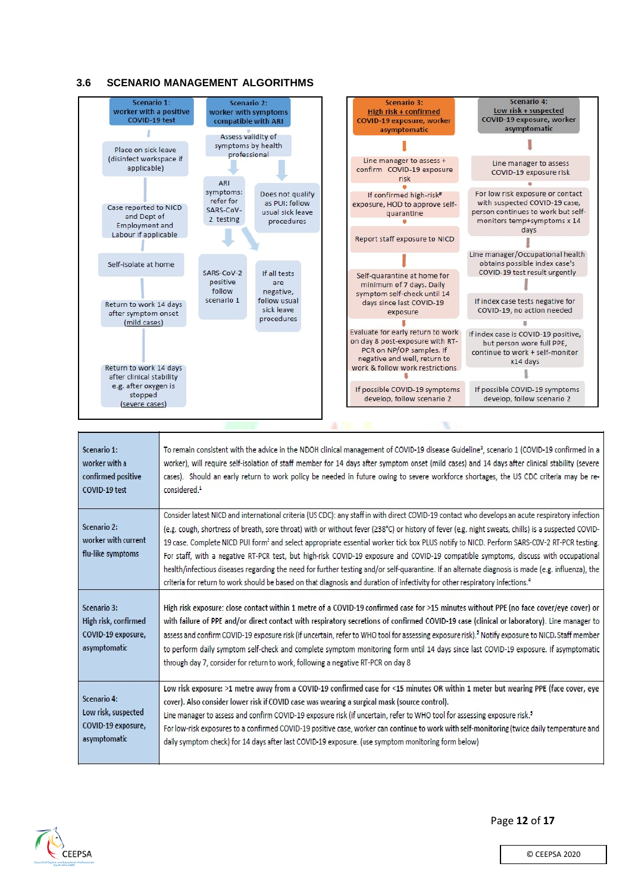### 3.6 SCENARIO MANAGEMENT ALGORITHMS

Scenario 1: worker with a positive COVID-19 test

Place on sick leave (disinfect workspace if applicable)

Case reported to NICD and Dept of Employment and Labour if applicable

Self-isolate at home

Return to work 14 days after symptom onset (mild cases)

Return to work 14 days after clinical stability e.g. after oxygen is stopped (severe cases)

Scenario 2: worker with symptoms compatible with ARI

Assess validity of symptoms by health professional

ARI symptoms: refer for SARS-CoV-2 testing

Does not qualify as PUI: follow usual sick leave procedures

SARS-CoV-2 positive follow scenario 1

If all tests are negative, follow usual sick leave procedures

Scenario 3: High risk + confirmed COVID-19 exposure, worker asymptomatic

Line manager to assess + confirm COVID-19 exposure risk

If confirmed high-risk# exposure, HOD to approve self-quarantine

Report staff exposure to NICD

Self-quarantine at home for minimum of 7 days. Daily symptom self-check until 14 days since last COVID-19 exposure

Evaluate for early return to work on day 8 post-exposure with RT-PCR on NP/OP samples. If negative and well, return to work & follow work restrictions

If possible COVID-19 symptoms develop, follow scenario 2

Scenario 4: Low risk + suspected COVID-19 exposure, worker asymptomatic

Line manager to assess COVID-19 exposure risk

For low risk exposure or contact with suspected COVID-19 case, person continues to work but self-monitors temp+symptoms x 14 days

Line manager/Occupational health obtains possible index case's COVID-19 test result urgently

If index case tests negative for COVID-19, no action needed

If index case is COVID-19 positive, but person wore full PPE, continue to work + self-monitor x14 days

If possible COVID-19 symptoms develop, follow scenario 2

| | |
|---|---|
| Scenario 1: worker with a confirmed positive COVID-19 test | To remain consistent with the advice in the NDOH clinical management of COVID-19 disease Guideline[3], scenario 1 (COVID-19 confirmed in a worker), will require self-isolation of staff member for 14 days after symptom onset (mild cases) and 14 days after clinical stability (severe cases). Should an early return to work policy be needed in future owing to severe workforce shortages, the US CDC criteria may be re-considered.[1] |
| Scenario 2: worker with current flu-like symptoms | Consider latest NICD and international criteria (US CDC): any staff in with direct COVID-19 contact who develops an acute respiratory infection (e.g. cough, shortness of breath, sore throat) with or without fever (≥38°C) or history of fever (e.g. night sweats, chills) is a suspected COVID-19 case. Complete NICD PUI form[2] and select appropriate essential worker tick box PLUS notify to NICD. Perform SARS-COV-2 RT-PCR testing. For staff, with a negative RT-PCR test, but high-risk COVID-19 exposure and COVID-19 compatible symptoms, discuss with occupational health/infectious diseases regarding the need for further testing and/or self-quarantine. If an alternate diagnosis is made (e.g. influenza), the criteria for return to work should be based on that diagnosis and duration of infectivity for other respiratory infections.[4] |
| Scenario 3: High risk, confirmed COVID-19 exposure, asymptomatic | High risk exposure: close contact within 1 metre of a COVID-19 confirmed case for >15 minutes without PPE (no face cover/eye cover) or with failure of PPE and/or direct contact with respiratory secretions of confirmed COVID-19 case (clinical or laboratory). Line manager to assess and confirm COVID-19 exposure risk (if uncertain, refer to WHO tool for assessing exposure risk).[5] Notify exposure to NICD. Staff member to perform daily symptom self-check and complete symptom monitoring form until 14 days since last COVID-19 exposure. If asymptomatic through day 7, consider for return to work, following a negative RT-PCR on day 8 |
| Scenario 4: Low risk, suspected COVID-19 exposure, asymptomatic | Low risk exposure: >1 metre away from a COVID-19 confirmed case for <15 minutes OR within 1 meter but wearing PPE (face cover, eye cover). Also consider lower risk if COVID case was wearing a surgical mask (source control). Line manager to assess and confirm COVID-19 exposure risk (if uncertain, refer to WHO tool for assessing exposure risk.[5] For low-risk exposures to a confirmed COVID-19 positive case, worker can continue to work with self-monitoring (twice daily temperature and daily symptom check) for 14 days after last COVID-19 exposure. (use symptom monitoring form below) |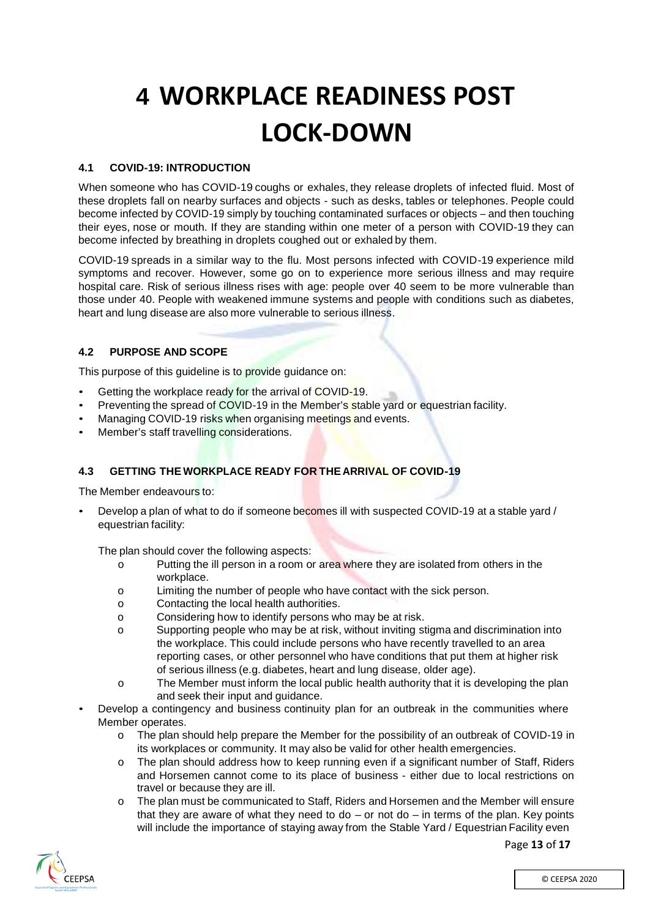# 4 WORKPLACE READINESS POST LOCK-DOWN

## 4.1 COVID-19: INTRODUCTION

When someone who has COVID-19 coughs or exhales, they release droplets of infected fluid. Most of these droplets fall on nearby surfaces and objects - such as desks, tables or telephones. People could become infected by COVID-19 simply by touching contaminated surfaces or objects – and then touching their eyes, nose or mouth. If they are standing within one meter of a person with COVID-19 they can become infected by breathing in droplets coughed out or exhaled by them.

COVID-19 spreads in a similar way to the flu. Most persons infected with COVID-19 experience mild symptoms and recover. However, some go on to experience more serious illness and may require hospital care. Risk of serious illness rises with age: people over 40 seem to be more vulnerable than those under 40. People with weakened immune systems and people with conditions such as diabetes, heart and lung disease are also more vulnerable to serious illness.

## 4.2 PURPOSE AND SCOPE

This purpose of this guideline is to provide guidance on:

- Getting the workplace ready for the arrival of COVID-19.
- Preventing the spread of COVID-19 in the Member's stable yard or equestrian facility.
- Managing COVID-19 risks when organising meetings and events.
- Member's staff travelling considerations.

## 4.3 GETTING THE WORKPLACE READY FOR THE ARRIVAL OF COVID-19

The Member endeavours to:

- Develop a plan of what to do if someone becomes ill with suspected COVID-19 at a stable yard / equestrian facility:

  The plan should cover the following aspects:
  - Putting the ill person in a room or area where they are isolated from others in the workplace.
  - Limiting the number of people who have contact with the sick person.
  - Contacting the local health authorities.
  - Considering how to identify persons who may be at risk.
  - Supporting people who may be at risk, without inviting stigma and discrimination into the workplace. This could include persons who have recently travelled to an area reporting cases, or other personnel who have conditions that put them at higher risk of serious illness (e.g. diabetes, heart and lung disease, older age).
  - The Member must inform the local public health authority that it is developing the plan and seek their input and guidance.
- Develop a contingency and business continuity plan for an outbreak in the communities where Member operates.
  - The plan should help prepare the Member for the possibility of an outbreak of COVID-19 in its workplaces or community. It may also be valid for other health emergencies.
  - The plan should address how to keep running even if a significant number of Staff, Riders and Horsemen cannot come to its place of business - either due to local restrictions on travel or because they are ill.
  - The plan must be communicated to Staff, Riders and Horsemen and the Member will ensure that they are aware of what they need to do – or not do – in terms of the plan. Key points will include the importance of staying away from the Stable Yard / Equestrian Facility even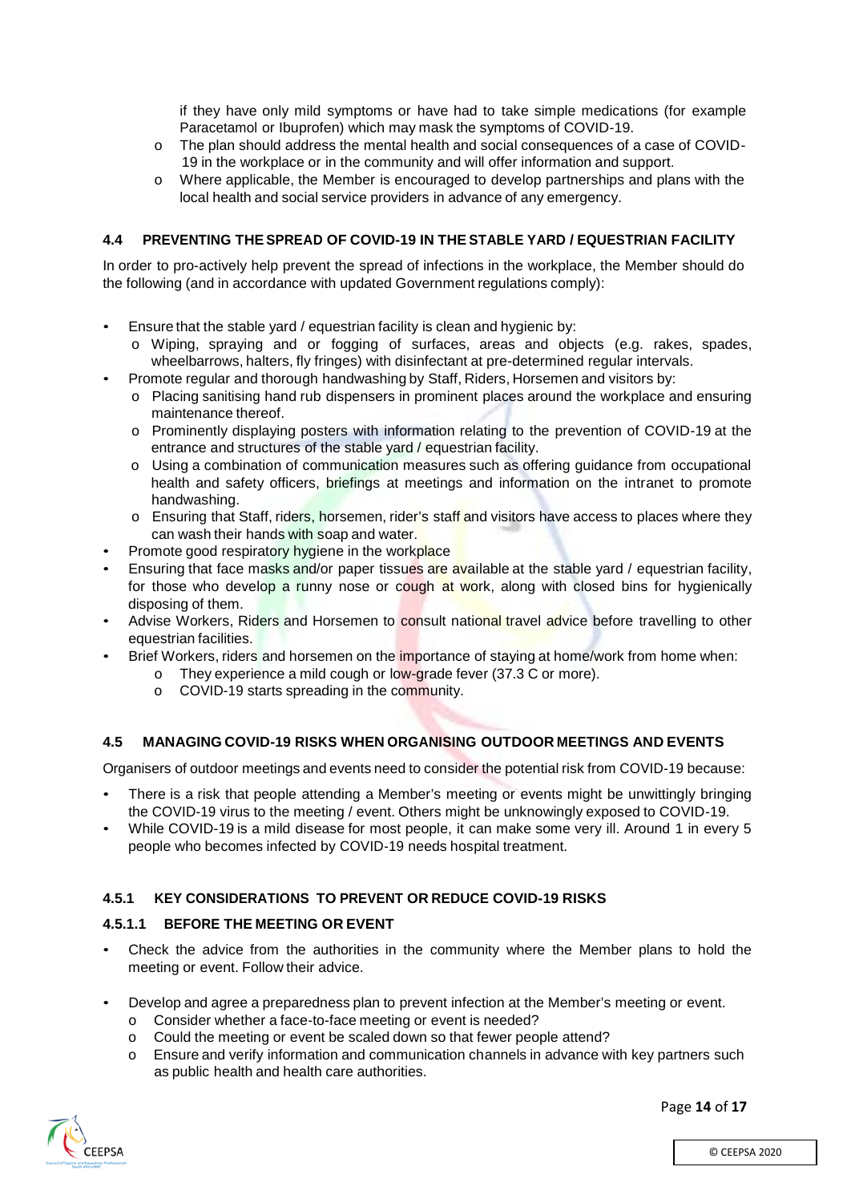if they have only mild symptoms or have had to take simple medications (for example Paracetamol or Ibuprofen) which may mask the symptoms of COVID-19.

- The plan should address the mental health and social consequences of a case of COVID-19 in the workplace or in the community and will offer information and support.
- Where applicable, the Member is encouraged to develop partnerships and plans with the local health and social service providers in advance of any emergency.

### 4.4 PREVENTING THE SPREAD OF COVID-19 IN THE STABLE YARD / EQUESTRIAN FACILITY

In order to pro-actively help prevent the spread of infections in the workplace, the Member should do the following (and in accordance with updated Government regulations comply):

- Ensure that the stable yard / equestrian facility is clean and hygienic by:
  - Wiping, spraying and or fogging of surfaces, areas and objects (e.g. rakes, spades, wheelbarrows, halters, fly fringes) with disinfectant at pre-determined regular intervals.
- Promote regular and thorough handwashing by Staff, Riders, Horsemen and visitors by:
  - Placing sanitising hand rub dispensers in prominent places around the workplace and ensuring maintenance thereof.
  - Prominently displaying posters with information relating to the prevention of COVID-19 at the entrance and structures of the stable yard / equestrian facility.
  - Using a combination of communication measures such as offering guidance from occupational health and safety officers, briefings at meetings and information on the intranet to promote handwashing.
  - Ensuring that Staff, riders, horsemen, rider's staff and visitors have access to places where they can wash their hands with soap and water.
- Promote good respiratory hygiene in the workplace
- Ensuring that face masks and/or paper tissues are available at the stable yard / equestrian facility, for those who develop a runny nose or cough at work, along with closed bins for hygienically disposing of them.
- Advise Workers, Riders and Horsemen to consult national travel advice before travelling to other equestrian facilities.
- Brief Workers, riders and horsemen on the importance of staying at home/work from home when:
  - They experience a mild cough or low-grade fever (37.3 C or more).
  - COVID-19 starts spreading in the community.

### 4.5 MANAGING COVID-19 RISKS WHEN ORGANISING OUTDOOR MEETINGS AND EVENTS

Organisers of outdoor meetings and events need to consider the potential risk from COVID-19 because:

- There is a risk that people attending a Member's meeting or events might be unwittingly bringing the COVID-19 virus to the meeting / event. Others might be unknowingly exposed to COVID-19.
- While COVID-19 is a mild disease for most people, it can make some very ill. Around 1 in every 5 people who becomes infected by COVID-19 needs hospital treatment.

#### 4.5.1 KEY CONSIDERATIONS TO PREVENT OR REDUCE COVID-19 RISKS

##### 4.5.1.1 BEFORE THE MEETING OR EVENT

- Check the advice from the authorities in the community where the Member plans to hold the meeting or event. Follow their advice.

- Develop and agree a preparedness plan to prevent infection at the Member's meeting or event.
  - Consider whether a face-to-face meeting or event is needed?
  - Could the meeting or event be scaled down so that fewer people attend?
  - Ensure and verify information and communication channels in advance with key partners such as public health and health care authorities.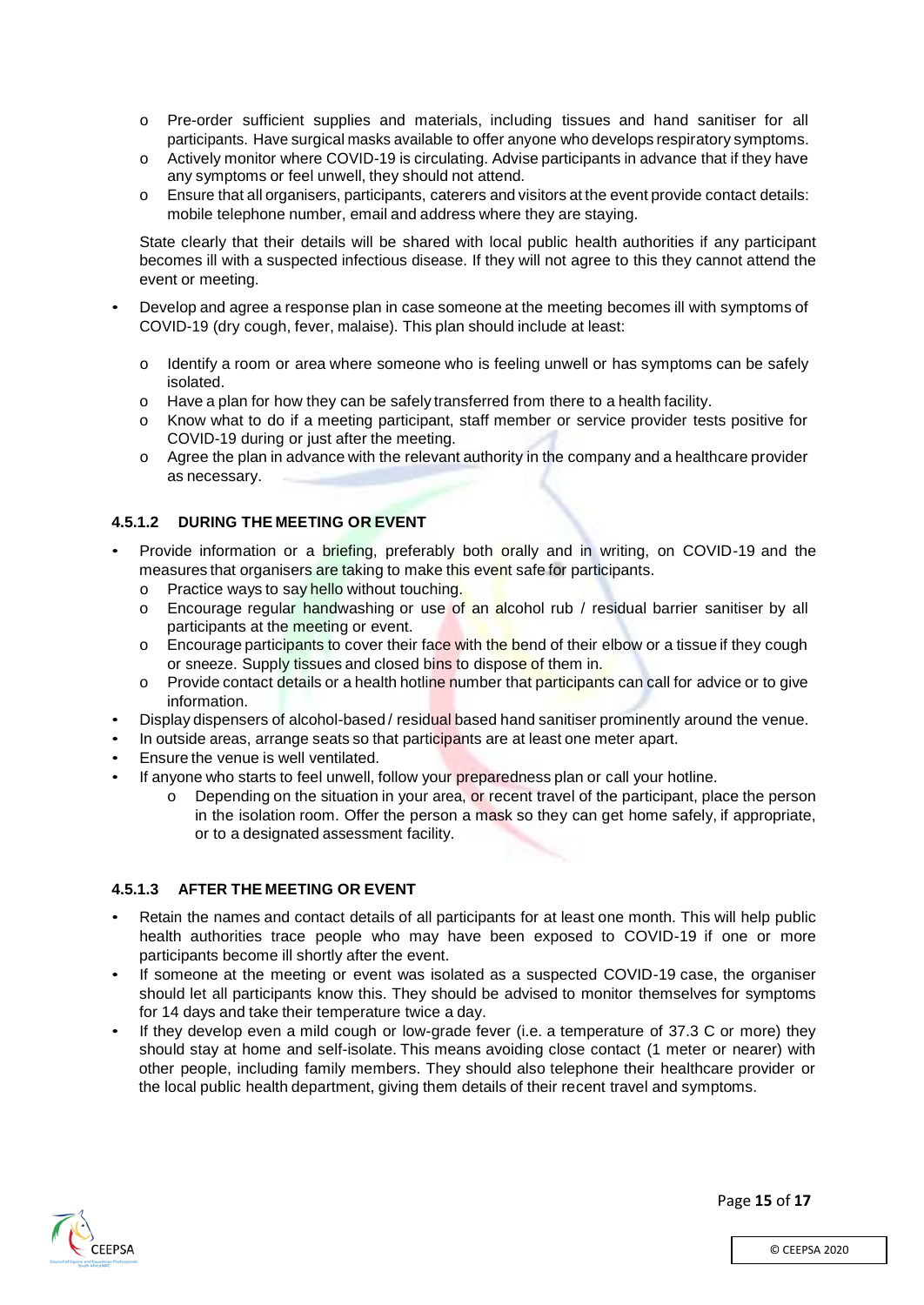- Pre-order sufficient supplies and materials, including tissues and hand sanitiser for all participants. Have surgical masks available to offer anyone who develops respiratory symptoms.
- Actively monitor where COVID-19 is circulating. Advise participants in advance that if they have any symptoms or feel unwell, they should not attend.
- Ensure that all organisers, participants, caterers and visitors at the event provide contact details: mobile telephone number, email and address where they are staying.

State clearly that their details will be shared with local public health authorities if any participant becomes ill with a suspected infectious disease. If they will not agree to this they cannot attend the event or meeting.

- Develop and agree a response plan in case someone at the meeting becomes ill with symptoms of COVID-19 (dry cough, fever, malaise). This plan should include at least:
  - Identify a room or area where someone who is feeling unwell or has symptoms can be safely isolated.
  - Have a plan for how they can be safely transferred from there to a health facility.
  - Know what to do if a meeting participant, staff member or service provider tests positive for COVID-19 during or just after the meeting.
  - Agree the plan in advance with the relevant authority in the company and a healthcare provider as necessary.

#### 4.5.1.2 DURING THE MEETING OR EVENT

- Provide information or a briefing, preferably both orally and in writing, on COVID-19 and the measures that organisers are taking to make this event safe for participants.
  - Practice ways to say hello without touching.
  - Encourage regular handwashing or use of an alcohol rub / residual barrier sanitiser by all participants at the meeting or event.
  - Encourage participants to cover their face with the bend of their elbow or a tissue if they cough or sneeze. Supply tissues and closed bins to dispose of them in.
  - Provide contact details or a health hotline number that participants can call for advice or to give information.
- Display dispensers of alcohol-based / residual based hand sanitiser prominently around the venue.
- In outside areas, arrange seats so that participants are at least one meter apart.
- Ensure the venue is well ventilated.
- If anyone who starts to feel unwell, follow your preparedness plan or call your hotline.
  - Depending on the situation in your area, or recent travel of the participant, place the person in the isolation room. Offer the person a mask so they can get home safely, if appropriate, or to a designated assessment facility.

#### 4.5.1.3 AFTER THE MEETING OR EVENT

- Retain the names and contact details of all participants for at least one month. This will help public health authorities trace people who may have been exposed to COVID-19 if one or more participants become ill shortly after the event.
- If someone at the meeting or event was isolated as a suspected COVID-19 case, the organiser should let all participants know this. They should be advised to monitor themselves for symptoms for 14 days and take their temperature twice a day.
- If they develop even a mild cough or low-grade fever (i.e. a temperature of 37.3 C or more) they should stay at home and self-isolate. This means avoiding close contact (1 meter or nearer) with other people, including family members. They should also telephone their healthcare provider or the local public health department, giving them details of their recent travel and symptoms.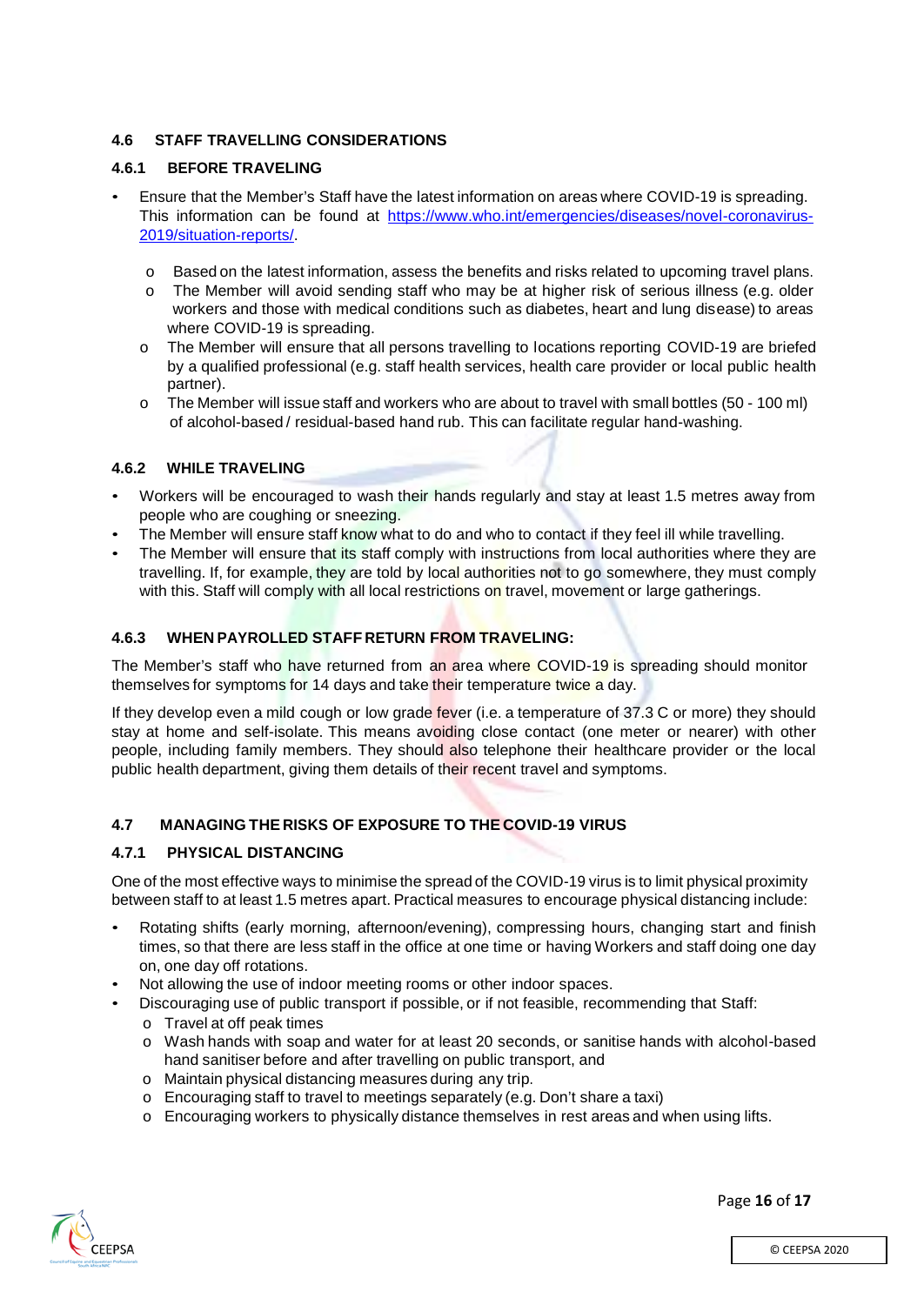### 4.6 STAFF TRAVELLING CONSIDERATIONS

#### 4.6.1 BEFORE TRAVELING

- Ensure that the Member's Staff have the latest information on areas where COVID-19 is spreading. This information can be found at [https://www.who.int/emergencies/diseases/novel-coronavirus-2019/situation-reports/](https://www.who.int/emergencies/diseases/novel-coronavirus-2019/situation-reports/).
  - Based on the latest information, assess the benefits and risks related to upcoming travel plans.
  - The Member will avoid sending staff who may be at higher risk of serious illness (e.g. older workers and those with medical conditions such as diabetes, heart and lung disease) to areas where COVID-19 is spreading.
  - The Member will ensure that all persons travelling to locations reporting COVID-19 are briefed by a qualified professional (e.g. staff health services, health care provider or local public health partner).
  - The Member will issue staff and workers who are about to travel with small bottles (50 - 100 ml) of alcohol-based / residual-based hand rub. This can facilitate regular hand-washing.

#### 4.6.2 WHILE TRAVELING

- Workers will be encouraged to wash their hands regularly and stay at least 1.5 metres away from people who are coughing or sneezing.
- The Member will ensure staff know what to do and who to contact if they feel ill while travelling.
- The Member will ensure that its staff comply with instructions from local authorities where they are travelling. If, for example, they are told by local authorities not to go somewhere, they must comply with this. Staff will comply with all local restrictions on travel, movement or large gatherings.

#### 4.6.3 WHEN PAYROLLED STAFF RETURN FROM TRAVELING:

The Member's staff who have returned from an area where COVID-19 is spreading should monitor themselves for symptoms for 14 days and take their temperature twice a day.

If they develop even a mild cough or low grade fever (i.e. a temperature of 37.3 C or more) they should stay at home and self-isolate. This means avoiding close contact (one meter or nearer) with other people, including family members. They should also telephone their healthcare provider or the local public health department, giving them details of their recent travel and symptoms.

### 4.7 MANAGING THE RISKS OF EXPOSURE TO THE COVID-19 VIRUS

#### 4.7.1 PHYSICAL DISTANCING

One of the most effective ways to minimise the spread of the COVID-19 virus is to limit physical proximity between staff to at least 1.5 metres apart. Practical measures to encourage physical distancing include:

- Rotating shifts (early morning, afternoon/evening), compressing hours, changing start and finish times, so that there are less staff in the office at one time or having Workers and staff doing one day on, one day off rotations.
- Not allowing the use of indoor meeting rooms or other indoor spaces.
- Discouraging use of public transport if possible, or if not feasible, recommending that Staff:
  - Travel at off peak times
  - Wash hands with soap and water for at least 20 seconds, or sanitise hands with alcohol-based hand sanitiser before and after travelling on public transport, and
  - Maintain physical distancing measures during any trip.
  - Encouraging staff to travel to meetings separately (e.g. Don't share a taxi)
  - Encouraging workers to physically distance themselves in rest areas and when using lifts.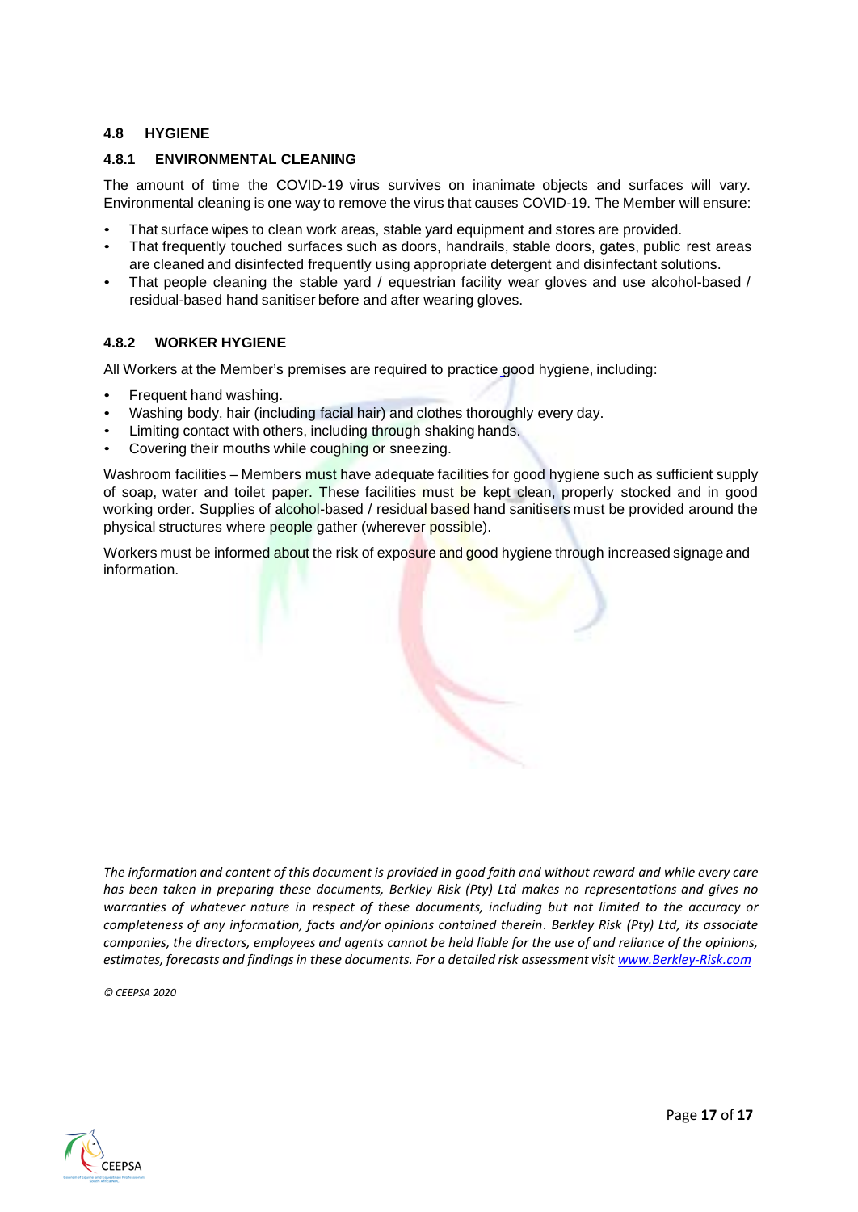### 4.8 HYGIENE

#### 4.8.1 ENVIRONMENTAL CLEANING

The amount of time the COVID-19 virus survives on inanimate objects and surfaces will vary. Environmental cleaning is one way to remove the virus that causes COVID-19. The Member will ensure:

- That surface wipes to clean work areas, stable yard equipment and stores are provided.
- That frequently touched surfaces such as doors, handrails, stable doors, gates, public rest areas are cleaned and disinfected frequently using appropriate detergent and disinfectant solutions.
- That people cleaning the stable yard / equestrian facility wear gloves and use alcohol-based / residual-based hand sanitiser before and after wearing gloves.

#### 4.8.2 WORKER HYGIENE

All Workers at the Member's premises are required to practice good hygiene, including:

- Frequent hand washing.
- Washing body, hair (including facial hair) and clothes thoroughly every day.
- Limiting contact with others, including through shaking hands.
- Covering their mouths while coughing or sneezing.

Washroom facilities – Members must have adequate facilities for good hygiene such as sufficient supply of soap, water and toilet paper. These facilities must be kept clean, properly stocked and in good working order. Supplies of alcohol-based / residual based hand sanitisers must be provided around the physical structures where people gather (wherever possible).

Workers must be informed about the risk of exposure and good hygiene through increased signage and information.

*The information and content of this document is provided in good faith and without reward and while every care has been taken in preparing these documents, Berkley Risk (Pty) Ltd makes no representations and gives no warranties of whatever nature in respect of these documents, including but not limited to the accuracy or completeness of any information, facts and/or opinions contained therein. Berkley Risk (Pty) Ltd, its associate companies, the directors, employees and agents cannot be held liable for the use of and reliance of the opinions, estimates, forecasts and findings in these documents. For a detailed risk assessment visit www.Berkley-Risk.com*

*© CEEPSA 2020*